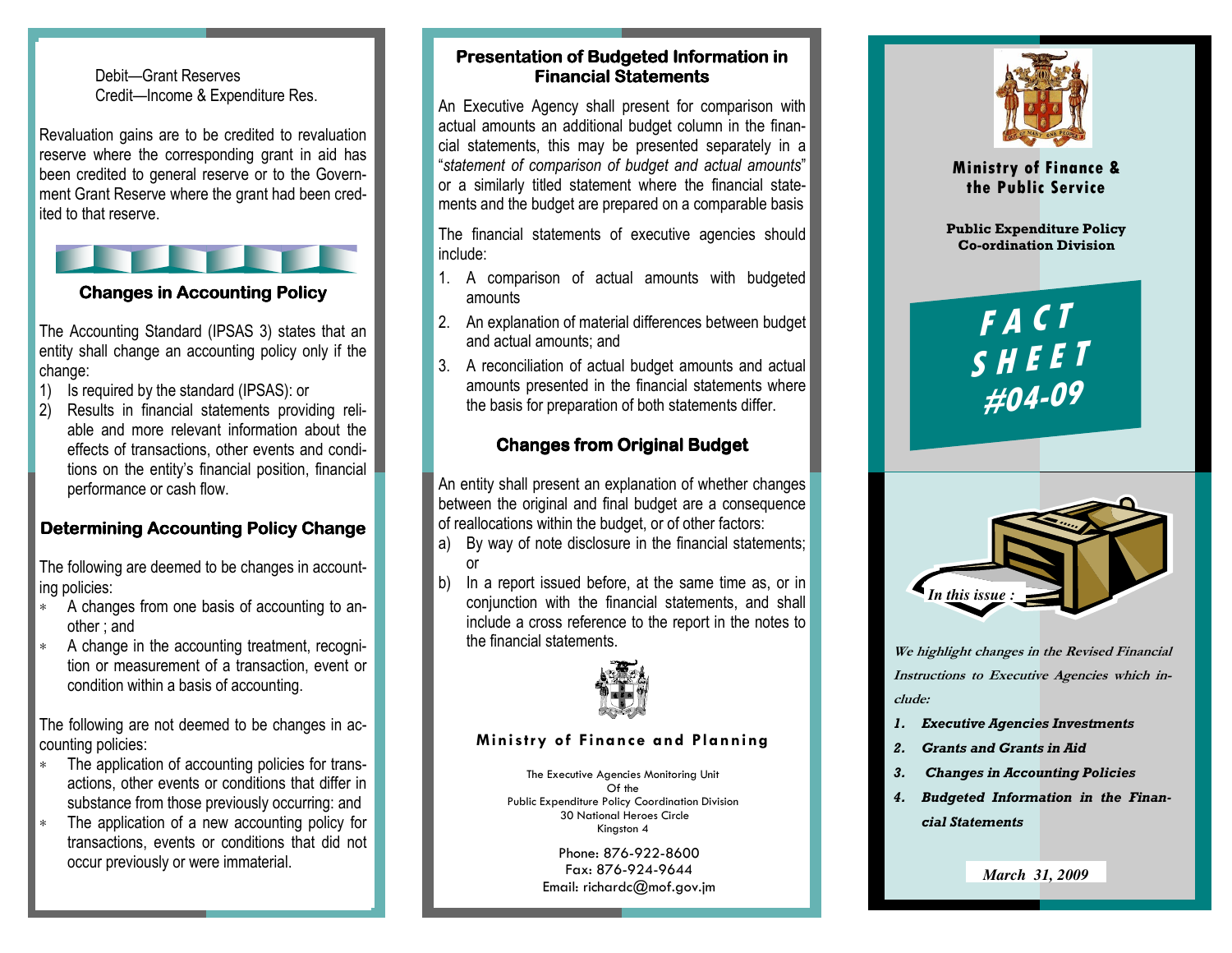Debit—Grant Reserves
Credit—Income & Expenditure Res.

Revaluation gains are to be credited to revaluation reserve where the corresponding grant in aid has been credited to general reserve or to the Government Grant Reserve where the grant had been credited to that reserve.

## Changes in Accounting Policy

The Accounting Standard (IPSAS 3) states that an entity shall change an accounting policy only if the change:

1) Is required by the standard (IPSAS): or
2) Results in financial statements providing reliable and more relevant information about the effects of transactions, other events and conditions on the entity's financial position, financial performance or cash flow.

## Determining Accounting Policy Change

The following are deemed to be changes in accounting policies:

- A changes from one basis of accounting to another ; and
- A change in the accounting treatment, recognition or measurement of a transaction, event or condition within a basis of accounting.

The following are not deemed to be changes in accounting policies:

- The application of accounting policies for transactions, other events or conditions that differ in substance from those previously occurring: and
- The application of a new accounting policy for transactions, events or conditions that did not occur previously or were immaterial.

## Presentation of Budgeted Information in Financial Statements

An Executive Agency shall present for comparison with actual amounts an additional budget column in the financial statements, this may be presented separately in a "*statement of comparison of budget and actual amounts*" or a similarly titled statement where the financial statements and the budget are prepared on a comparable basis

The financial statements of executive agencies should include:

1. A comparison of actual amounts with budgeted amounts
2. An explanation of material differences between budget and actual amounts; and
3. A reconciliation of actual budget amounts and actual amounts presented in the financial statements where the basis for preparation of both statements differ.

## Changes from Original Budget

An entity shall present an explanation of whether changes between the original and final budget are a consequence of reallocations within the budget, or of other factors:

a) By way of note disclosure in the financial statements; or
b) In a report issued before, at the same time as, or in conjunction with the financial statements, and shall include a cross reference to the report in the notes to the financial statements.

**Ministry of Finance and Planning**

The Executive Agencies Monitoring Unit
Of the
Public Expenditure Policy Coordination Division
30 National Heroes Circle
Kingston 4

Phone: 876-922-8600
Fax: 876-924-9644
Email: richardc@mof.gov.jm

**Ministry of Finance & the Public Service**

**Public Expenditure Policy Co-ordination Division**

# FACT SHEET #04-09

*In this issue :*

***We highlight changes in the Revised Financial Instructions to Executive Agencies which include:***

1. ***Executive Agencies Investments***
2. ***Grants and Grants in Aid***
3. ***Changes in Accounting Policies***
4. ***Budgeted Information in the Financial Statements***

*March 31, 2009*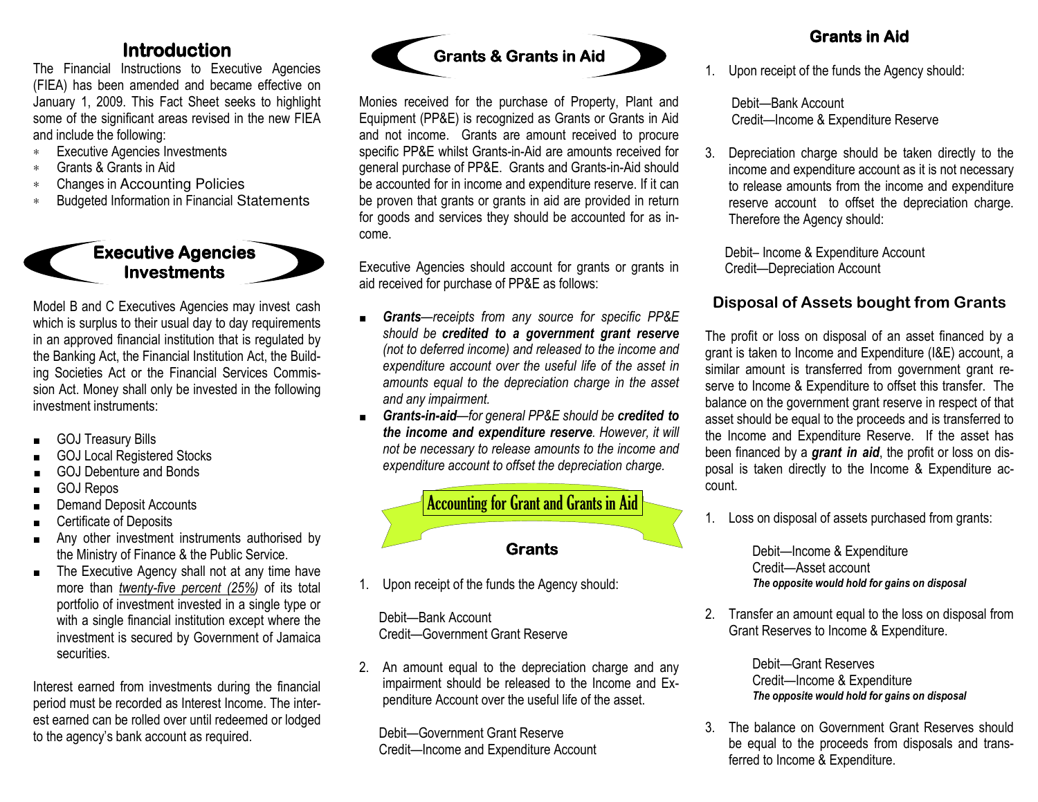# Introduction

The Financial Instructions to Executive Agencies (FIEA) has been amended and became effective on January 1, 2009. This Fact Sheet seeks to highlight some of the significant areas revised in the new FIEA and include the following:

- Executive Agencies Investments
- Grants & Grants in Aid
- Changes in Accounting Policies
- Budgeted Information in Financial Statements

## Executive Agencies Investments

Model B and C Executives Agencies may invest cash which is surplus to their usual day to day requirements in an approved financial institution that is regulated by the Banking Act, the Financial Institution Act, the Building Societies Act or the Financial Services Commission Act. Money shall only be invested in the following investment instruments:

- GOJ Treasury Bills
- GOJ Local Registered Stocks
- GOJ Debenture and Bonds
- GOJ Repos
- Demand Deposit Accounts
- Certificate of Deposits
- Any other investment instruments authorised by the Ministry of Finance & the Public Service.
- The Executive Agency shall not at any time have more than *twenty-five percent (25%)* of its total portfolio of investment invested in a single type or with a single financial institution except where the investment is secured by Government of Jamaica securities.

Interest earned from investments during the financial period must be recorded as Interest Income. The interest earned can be rolled over until redeemed or lodged to the agency's bank account as required.

## Grants & Grants in Aid

Monies received for the purchase of Property, Plant and Equipment (PP&E) is recognized as Grants or Grants in Aid and not income. Grants are amount received to procure specific PP&E whilst Grants-in-Aid are amounts received for general purchase of PP&E. Grants and Grants-in-Aid should be accounted for in income and expenditure reserve. If it can be proven that grants or grants in aid are provided in return for goods and services they should be accounted for as income.

Executive Agencies should account for grants or grants in aid received for purchase of PP&E as follows:

- ***Grants****—receipts from any source for specific PP&E should be* ***credited to a government grant reserve*** *(not to deferred income) and released to the income and expenditure account over the useful life of the asset in amounts equal to the depreciation charge in the asset and any impairment.*
- ***Grants-in-aid****—for general PP&E should be* ***credited to the income and expenditure reserve****. However, it will not be necessary to release amounts to the income and expenditure account to offset the depreciation charge.*

## Accounting for Grant and Grants in Aid

### Grants

1. Upon receipt of the funds the Agency should:

   Debit—Bank Account
   Credit—Government Grant Reserve

2. An amount equal to the depreciation charge and any impairment should be released to the Income and Expenditure Account over the useful life of the asset.

   Debit—Government Grant Reserve
   Credit—Income and Expenditure Account

### Grants in Aid

1. Upon receipt of the funds the Agency should:

   Debit—Bank Account
   Credit—Income & Expenditure Reserve

3. Depreciation charge should be taken directly to the income and expenditure account as it is not necessary to release amounts from the income and expenditure reserve account to offset the depreciation charge. Therefore the Agency should:

   Debit– Income & Expenditure Account
   Credit—Depreciation Account

### Disposal of Assets bought from Grants

The profit or loss on disposal of an asset financed by a grant is taken to Income and Expenditure (I&E) account, a similar amount is transferred from government grant reserve to Income & Expenditure to offset this transfer. The balance on the government grant reserve in respect of that asset should be equal to the proceeds and is transferred to the Income and Expenditure Reserve. If the asset has been financed by a ***grant in aid***, the profit or loss on disposal is taken directly to the Income & Expenditure account.

1. Loss on disposal of assets purchased from grants:

   Debit—Income & Expenditure
   Credit—Asset account
   ***The opposite would hold for gains on disposal***

2. Transfer an amount equal to the loss on disposal from Grant Reserves to Income & Expenditure.

   Debit—Grant Reserves
   Credit—Income & Expenditure
   ***The opposite would hold for gains on disposal***

3. The balance on Government Grant Reserves should be equal to the proceeds from disposals and transferred to Income & Expenditure.